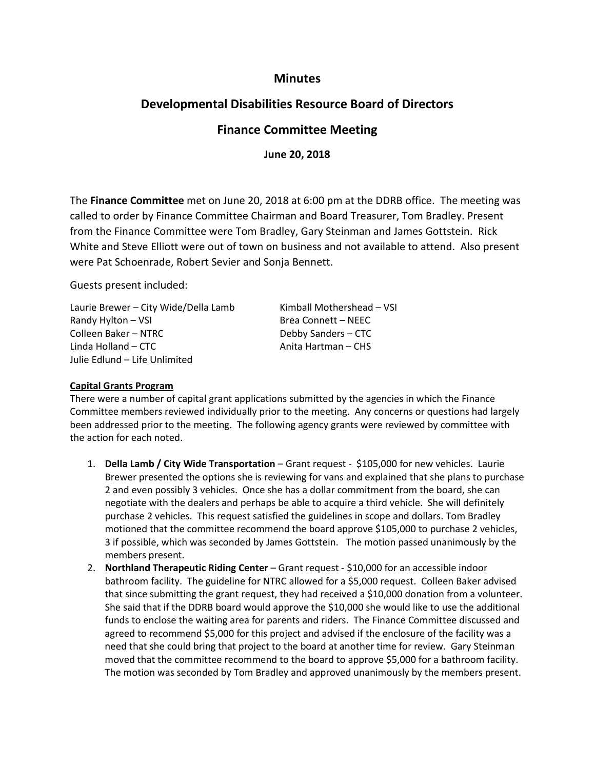# Minutes

## Developmental Disabilities Resource Board of Directors

## Finance Committee Meeting

**June 20, 2018**

The **Finance Committee** met on June 20, 2018 at 6:00 pm at the DDRB office. The meeting was called to order by Finance Committee Chairman and Board Treasurer, Tom Bradley. Present from the Finance Committee were Tom Bradley, Gary Steinman and James Gottstein. Rick White and Steve Elliott were out of town on business and not available to attend. Also present were Pat Schoenrade, Robert Sevier and Sonja Bennett.

Guests present included:

Laurie Brewer – City Wide/Della Lamb
Randy Hylton – VSI
Colleen Baker – NTRC
Linda Holland – CTC
Julie Edlund – Life Unlimited
Kimball Mothershead – VSI
Brea Connett – NEEC
Debby Sanders – CTC
Anita Hartman – CHS

**Capital Grants Program**

There were a number of capital grant applications submitted by the agencies in which the Finance Committee members reviewed individually prior to the meeting. Any concerns or questions had largely been addressed prior to the meeting. The following agency grants were reviewed by committee with the action for each noted.

1. **Della Lamb / City Wide Transportation** – Grant request - $105,000 for new vehicles. Laurie Brewer presented the options she is reviewing for vans and explained that she plans to purchase 2 and even possibly 3 vehicles. Once she has a dollar commitment from the board, she can negotiate with the dealers and perhaps be able to acquire a third vehicle. She will definitely purchase 2 vehicles. This request satisfied the guidelines in scope and dollars. Tom Bradley motioned that the committee recommend the board approve $105,000 to purchase 2 vehicles, 3 if possible, which was seconded by James Gottstein. The motion passed unanimously by the members present.
2. **Northland Therapeutic Riding Center** – Grant request - $10,000 for an accessible indoor bathroom facility. The guideline for NTRC allowed for a $5,000 request. Colleen Baker advised that since submitting the grant request, they had received a $10,000 donation from a volunteer. She said that if the DDRB board would approve the $10,000 she would like to use the additional funds to enclose the waiting area for parents and riders. The Finance Committee discussed and agreed to recommend $5,000 for this project and advised if the enclosure of the facility was a need that she could bring that project to the board at another time for review. Gary Steinman moved that the committee recommend to the board to approve $5,000 for a bathroom facility. The motion was seconded by Tom Bradley and approved unanimously by the members present.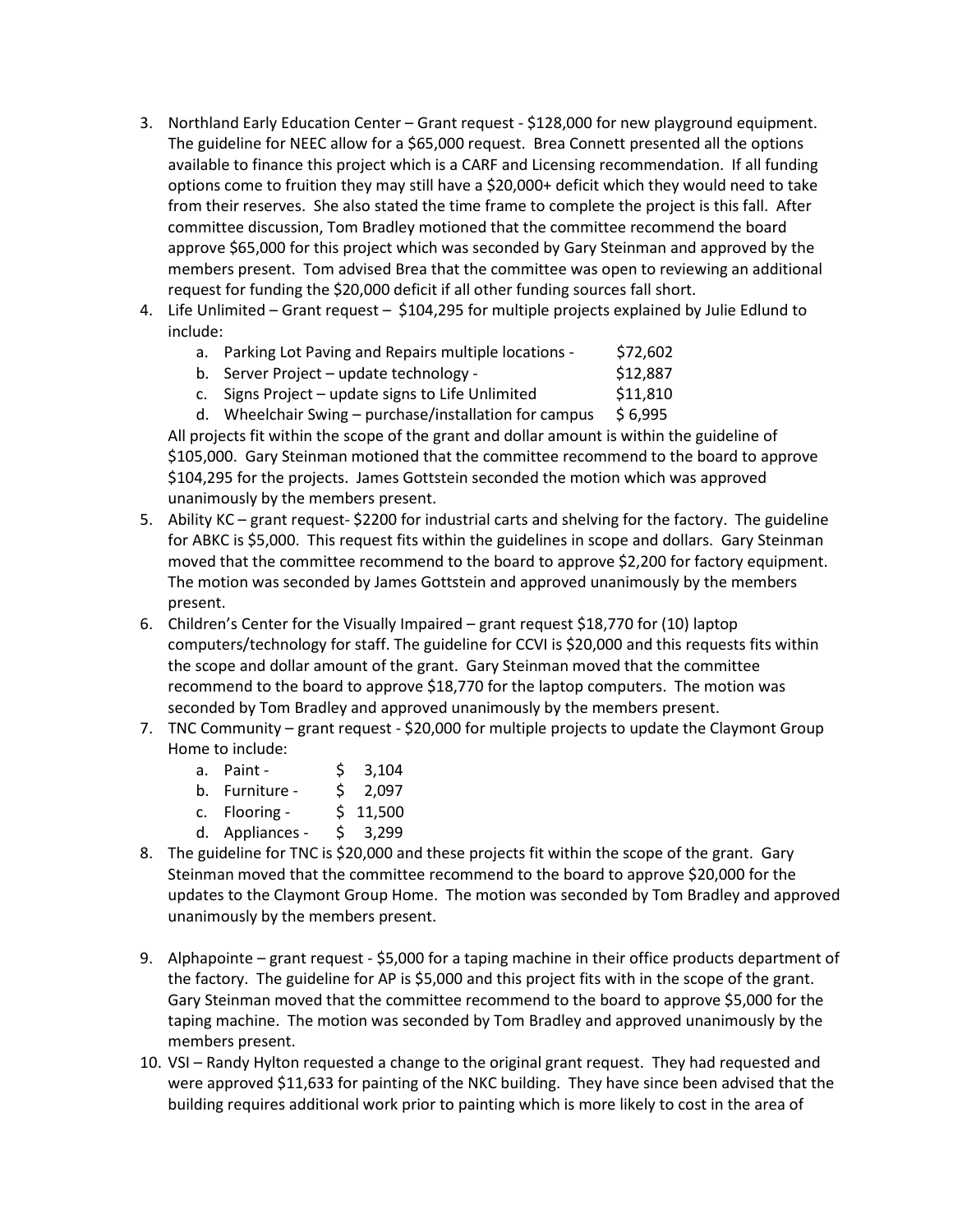3. Northland Early Education Center – Grant request - $128,000 for new playground equipment. The guideline for NEEC allow for a $65,000 request. Brea Connett presented all the options available to finance this project which is a CARF and Licensing recommendation. If all funding options come to fruition they may still have a $20,000+ deficit which they would need to take from their reserves. She also stated the time frame to complete the project is this fall. After committee discussion, Tom Bradley motioned that the committee recommend the board approve $65,000 for this project which was seconded by Gary Steinman and approved by the members present. Tom advised Brea that the committee was open to reviewing an additional request for funding the $20,000 deficit if all other funding sources fall short.
4. Life Unlimited – Grant request – $104,295 for multiple projects explained by Julie Edlund to include:
   a. Parking Lot Paving and Repairs multiple locations - $72,602
   b. Server Project – update technology - $12,887
   c. Signs Project – update signs to Life Unlimited $11,810
   d. Wheelchair Swing – purchase/installation for campus $ 6,995

   All projects fit within the scope of the grant and dollar amount is within the guideline of $105,000. Gary Steinman motioned that the committee recommend to the board to approve $104,295 for the projects. James Gottstein seconded the motion which was approved unanimously by the members present.
5. Ability KC – grant request- $2200 for industrial carts and shelving for the factory. The guideline for ABKC is $5,000. This request fits within the guidelines in scope and dollars. Gary Steinman moved that the committee recommend to the board to approve $2,200 for factory equipment. The motion was seconded by James Gottstein and approved unanimously by the members present.
6. Children's Center for the Visually Impaired – grant request $18,770 for (10) laptop computers/technology for staff. The guideline for CCVI is $20,000 and this requests fits within the scope and dollar amount of the grant. Gary Steinman moved that the committee recommend to the board to approve $18,770 for the laptop computers. The motion was seconded by Tom Bradley and approved unanimously by the members present.
7. TNC Community – grant request - $20,000 for multiple projects to update the Claymont Group Home to include:
   a. Paint - $ 3,104
   b. Furniture - $ 2,097
   c. Flooring - $ 11,500
   d. Appliances - $ 3,299
8. The guideline for TNC is $20,000 and these projects fit within the scope of the grant. Gary Steinman moved that the committee recommend to the board to approve $20,000 for the updates to the Claymont Group Home. The motion was seconded by Tom Bradley and approved unanimously by the members present.
9. Alphapointe – grant request - $5,000 for a taping machine in their office products department of the factory. The guideline for AP is $5,000 and this project fits with in the scope of the grant. Gary Steinman moved that the committee recommend to the board to approve $5,000 for the taping machine. The motion was seconded by Tom Bradley and approved unanimously by the members present.
10. VSI – Randy Hylton requested a change to the original grant request. They had requested and were approved $11,633 for painting of the NKC building. They have since been advised that the building requires additional work prior to painting which is more likely to cost in the area of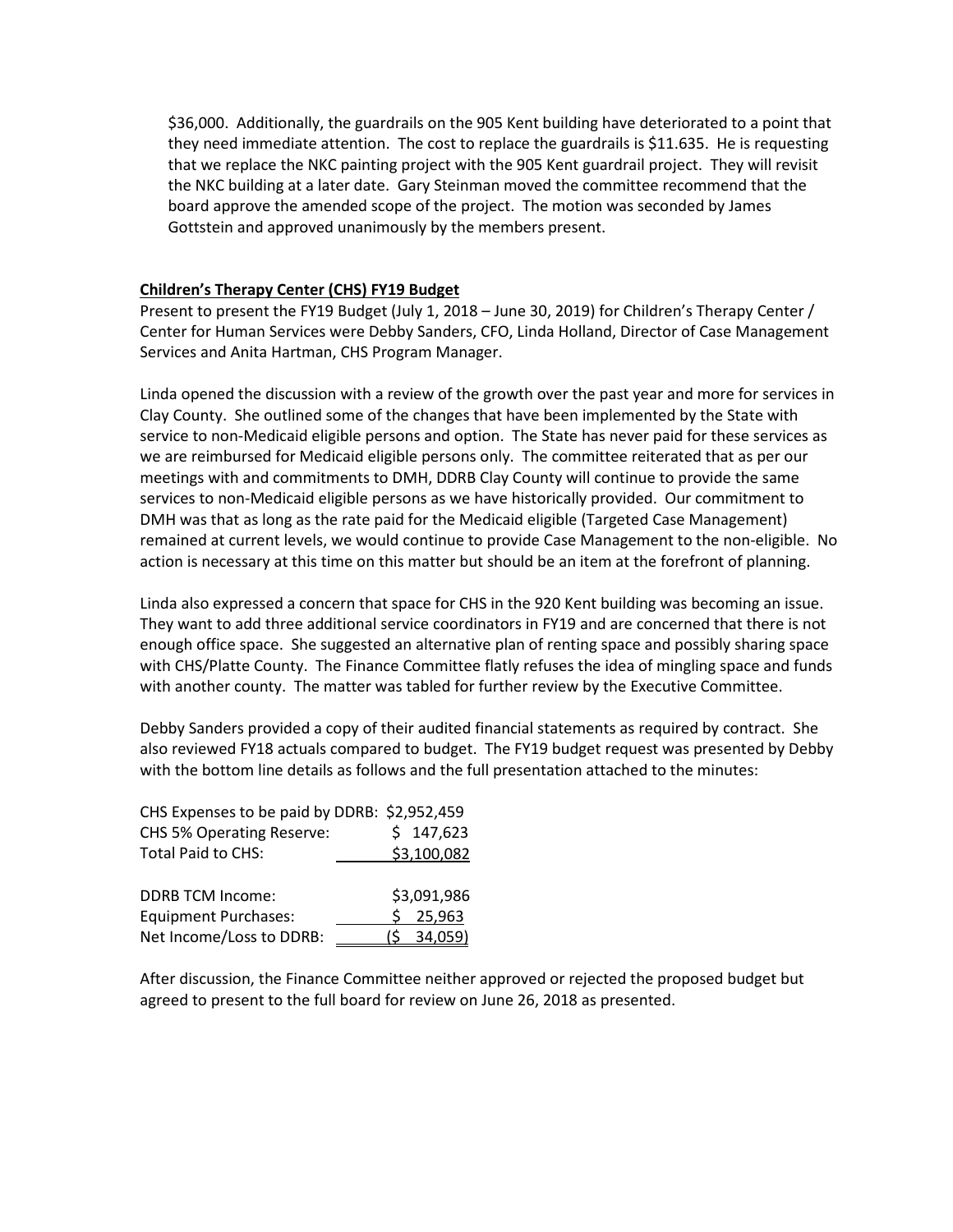$36,000. Additionally, the guardrails on the 905 Kent building have deteriorated to a point that they need immediate attention. The cost to replace the guardrails is $11.635. He is requesting that we replace the NKC painting project with the 905 Kent guardrail project. They will revisit the NKC building at a later date. Gary Steinman moved the committee recommend that the board approve the amended scope of the project. The motion was seconded by James Gottstein and approved unanimously by the members present.

**Children's Therapy Center (CHS) FY19 Budget**

Present to present the FY19 Budget (July 1, 2018 – June 30, 2019) for Children's Therapy Center / Center for Human Services were Debby Sanders, CFO, Linda Holland, Director of Case Management Services and Anita Hartman, CHS Program Manager.

Linda opened the discussion with a review of the growth over the past year and more for services in Clay County. She outlined some of the changes that have been implemented by the State with service to non-Medicaid eligible persons and option. The State has never paid for these services as we are reimbursed for Medicaid eligible persons only. The committee reiterated that as per our meetings with and commitments to DMH, DDRB Clay County will continue to provide the same services to non-Medicaid eligible persons as we have historically provided. Our commitment to DMH was that as long as the rate paid for the Medicaid eligible (Targeted Case Management) remained at current levels, we would continue to provide Case Management to the non-eligible. No action is necessary at this time on this matter but should be an item at the forefront of planning.

Linda also expressed a concern that space for CHS in the 920 Kent building was becoming an issue. They want to add three additional service coordinators in FY19 and are concerned that there is not enough office space. She suggested an alternative plan of renting space and possibly sharing space with CHS/Platte County. The Finance Committee flatly refuses the idea of mingling space and funds with another county. The matter was tabled for further review by the Executive Committee.

Debby Sanders provided a copy of their audited financial statements as required by contract. She also reviewed FY18 actuals compared to budget. The FY19 budget request was presented by Debby with the bottom line details as follows and the full presentation attached to the minutes:

| | |
|---|---|
| CHS Expenses to be paid by DDRB: | $2,952,459 |
| CHS 5% Operating Reserve: | $ 147,623 |
| Total Paid to CHS: | $3,100,082 |
| | |
| DDRB TCM Income: | $3,091,986 |
| Equipment Purchases: | $ 25,963 |
| Net Income/Loss to DDRB: | ($ 34,059) |

After discussion, the Finance Committee neither approved or rejected the proposed budget but agreed to present to the full board for review on June 26, 2018 as presented.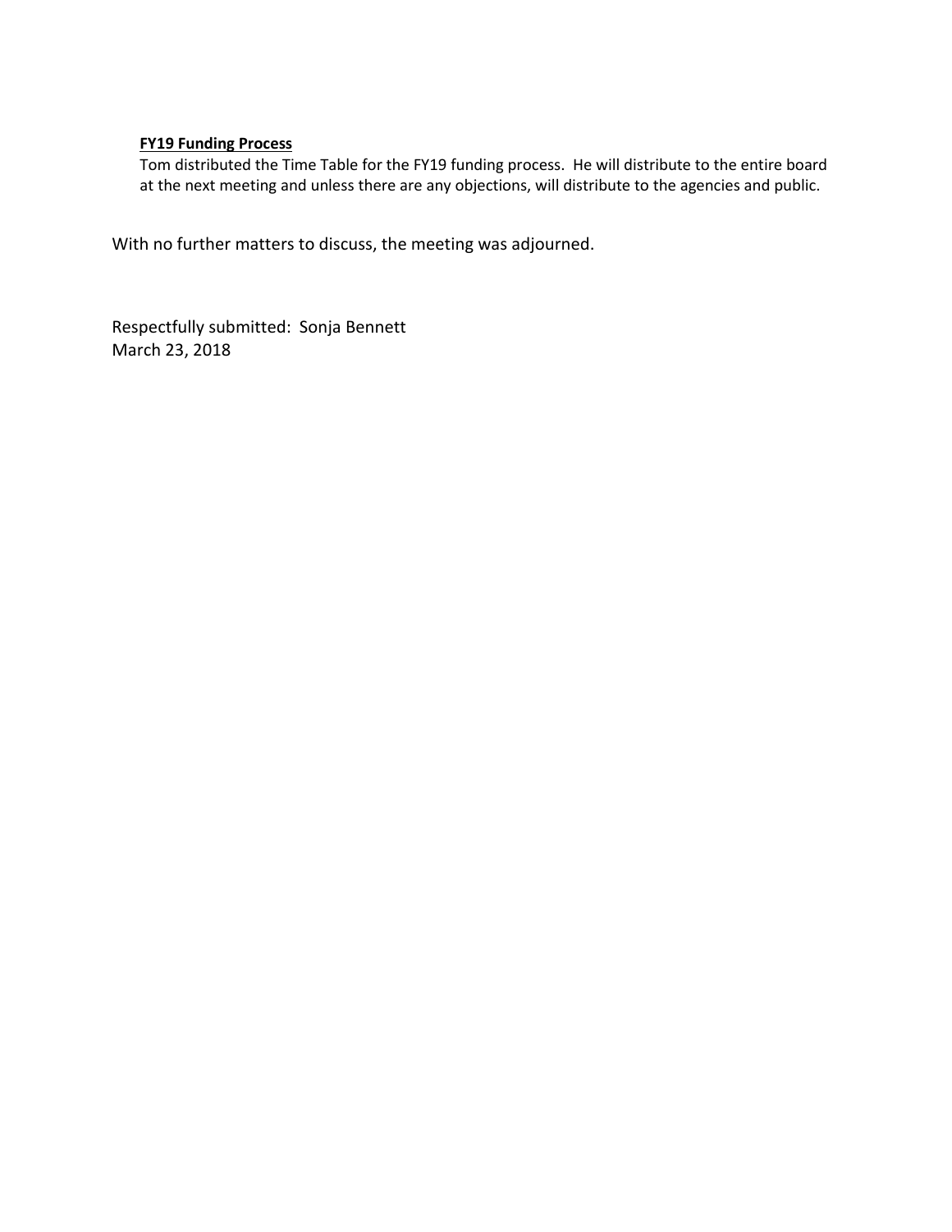**FY19 Funding Process**

Tom distributed the Time Table for the FY19 funding process. He will distribute to the entire board at the next meeting and unless there are any objections, will distribute to the agencies and public.

With no further matters to discuss, the meeting was adjourned.

Respectfully submitted: Sonja Bennett
March 23, 2018